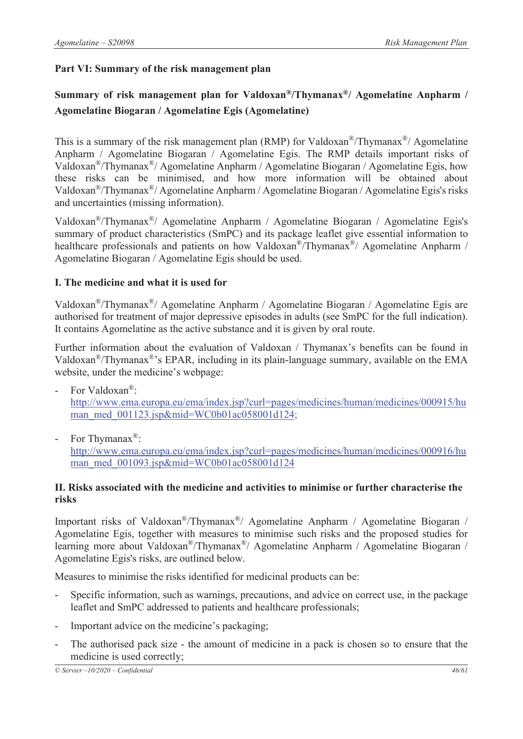## Part VI: Summary of the risk management plan

### Summary of risk management plan for Valdoxan®/Thymanax®/ Agomelatine Anpharm / Agomelatine Biogaran / Agomelatine Egis (Agomelatine)

This is a summary of the risk management plan (RMP) for Valdoxan®/Thymanax®/ Agomelatine Anpharm / Agomelatine Biogaran / Agomelatine Egis. The RMP details important risks of Valdoxan®/Thymanax®/ Agomelatine Anpharm / Agomelatine Biogaran / Agomelatine Egis, how these risks can be minimised, and how more information will be obtained about Valdoxan®/Thymanax®/ Agomelatine Anpharm / Agomelatine Biogaran / Agomelatine Egis's risks and uncertainties (missing information).

Valdoxan®/Thymanax®/ Agomelatine Anpharm / Agomelatine Biogaran / Agomelatine Egis's summary of product characteristics (SmPC) and its package leaflet give essential information to healthcare professionals and patients on how Valdoxan®/Thymanax®/ Agomelatine Anpharm / Agomelatine Biogaran / Agomelatine Egis should be used.

### I. The medicine and what it is used for

Valdoxan®/Thymanax®/ Agomelatine Anpharm / Agomelatine Biogaran / Agomelatine Egis are authorised for treatment of major depressive episodes in adults (see SmPC for the full indication). It contains Agomelatine as the active substance and it is given by oral route.

Further information about the evaluation of Valdoxan / Thymanax's benefits can be found in Valdoxan®/Thymanax®'s EPAR, including in its plain-language summary, available on the EMA website, under the medicine's webpage:

- For Valdoxan®: http://www.ema.europa.eu/ema/index.jsp?curl=pages/medicines/human/medicines/000915/human_med_001123.jsp&mid=WC0b01ac058001d124;
- For Thymanax®: http://www.ema.europa.eu/ema/index.jsp?curl=pages/medicines/human/medicines/000916/human_med_001093.jsp&mid=WC0b01ac058001d124

### II. Risks associated with the medicine and activities to minimise or further characterise the risks

Important risks of Valdoxan®/Thymanax®/ Agomelatine Anpharm / Agomelatine Biogaran / Agomelatine Egis, together with measures to minimise such risks and the proposed studies for learning more about Valdoxan®/Thymanax®/ Agomelatine Anpharm / Agomelatine Biogaran / Agomelatine Egis's risks, are outlined below.

Measures to minimise the risks identified for medicinal products can be:

- Specific information, such as warnings, precautions, and advice on correct use, in the package leaflet and SmPC addressed to patients and healthcare professionals;
- Important advice on the medicine's packaging;
- The authorised pack size - the amount of medicine in a pack is chosen so to ensure that the medicine is used correctly;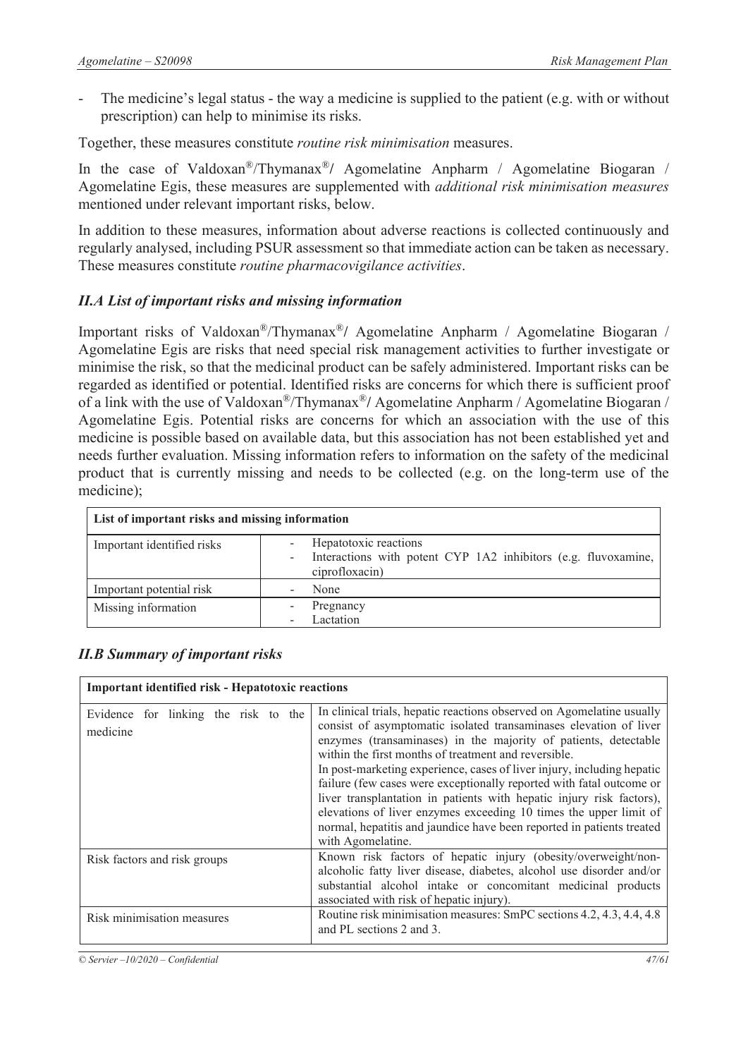- The medicine's legal status - the way a medicine is supplied to the patient (e.g. with or without prescription) can help to minimise its risks.

Together, these measures constitute *routine risk minimisation* measures.

In the case of Valdoxan®/Thymanax®/ Agomelatine Anpharm / Agomelatine Biogaran / Agomelatine Egis, these measures are supplemented with *additional risk minimisation measures* mentioned under relevant important risks, below.

In addition to these measures, information about adverse reactions is collected continuously and regularly analysed, including PSUR assessment so that immediate action can be taken as necessary. These measures constitute *routine pharmacovigilance activities*.

## *II.A List of important risks and missing information*

Important risks of Valdoxan®/Thymanax®/ Agomelatine Anpharm / Agomelatine Biogaran / Agomelatine Egis are risks that need special risk management activities to further investigate or minimise the risk, so that the medicinal product can be safely administered. Important risks can be regarded as identified or potential. Identified risks are concerns for which there is sufficient proof of a link with the use of Valdoxan®/Thymanax®/ Agomelatine Anpharm / Agomelatine Biogaran / Agomelatine Egis. Potential risks are concerns for which an association with the use of this medicine is possible based on available data, but this association has not been established yet and needs further evaluation. Missing information refers to information on the safety of the medicinal product that is currently missing and needs to be collected (e.g. on the long-term use of the medicine);

| **List of important risks and missing information** | |
|---|---|
| Important identified risks | - Hepatotoxic reactions<br>- Interactions with potent CYP 1A2 inhibitors (e.g. fluvoxamine, ciprofloxacin) |
| Important potential risk | - None |
| Missing information | - Pregnancy<br>- Lactation |

## *II.B Summary of important risks*

| **Important identified risk - Hepatotoxic reactions** | |
|---|---|
| Evidence for linking the risk to the medicine | In clinical trials, hepatic reactions observed on Agomelatine usually consist of asymptomatic isolated transaminases elevation of liver enzymes (transaminases) in the majority of patients, detectable within the first months of treatment and reversible.<br>In post-marketing experience, cases of liver injury, including hepatic failure (few cases were exceptionally reported with fatal outcome or liver transplantation in patients with hepatic injury risk factors), elevations of liver enzymes exceeding 10 times the upper limit of normal, hepatitis and jaundice have been reported in patients treated with Agomelatine. |
| Risk factors and risk groups | Known risk factors of hepatic injury (obesity/overweight/non-alcoholic fatty liver disease, diabetes, alcohol use disorder and/or substantial alcohol intake or concomitant medicinal products associated with risk of hepatic injury). |
| Risk minimisation measures | Routine risk minimisation measures: SmPC sections 4.2, 4.3, 4.4, 4.8 and PL sections 2 and 3. |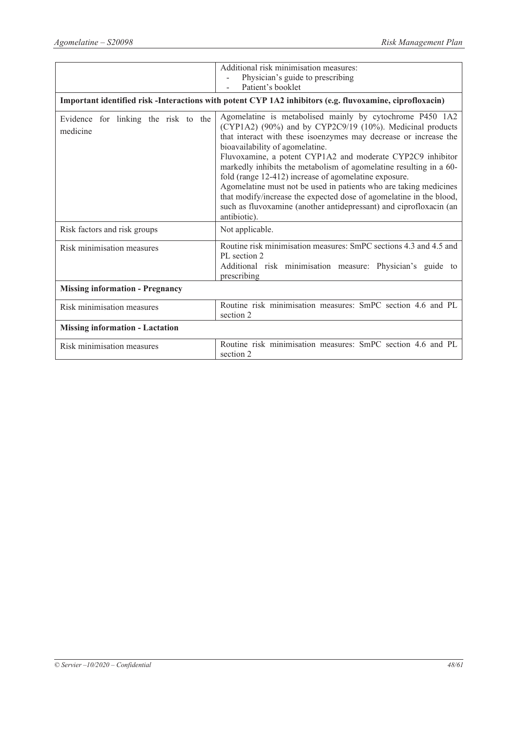| | |
|---|---|
| | Additional risk minimisation measures:<br>- Physician's guide to prescribing<br>- Patient's booklet |
| **Important identified risk -Interactions with potent CYP 1A2 inhibitors (e.g. fluvoxamine, ciprofloxacin)** | |
| Evidence for linking the risk to the medicine | Agomelatine is metabolised mainly by cytochrome P450 1A2 (CYP1A2) (90%) and by CYP2C9/19 (10%). Medicinal products that interact with these isoenzymes may decrease or increase the bioavailability of agomelatine.<br>Fluvoxamine, a potent CYP1A2 and moderate CYP2C9 inhibitor markedly inhibits the metabolism of agomelatine resulting in a 60-fold (range 12-412) increase of agomelatine exposure.<br>Agomelatine must not be used in patients who are taking medicines that modify/increase the expected dose of agomelatine in the blood, such as fluvoxamine (another antidepressant) and ciprofloxacin (an antibiotic). |
| Risk factors and risk groups | Not applicable. |
| Risk minimisation measures | Routine risk minimisation measures: SmPC sections 4.3 and 4.5 and PL section 2<br>Additional risk minimisation measure: Physician's guide to prescribing |
| **Missing information - Pregnancy** | |
| Risk minimisation measures | Routine risk minimisation measures: SmPC section 4.6 and PL section 2 |
| **Missing information - Lactation** | |
| Risk minimisation measures | Routine risk minimisation measures: SmPC section 4.6 and PL section 2 |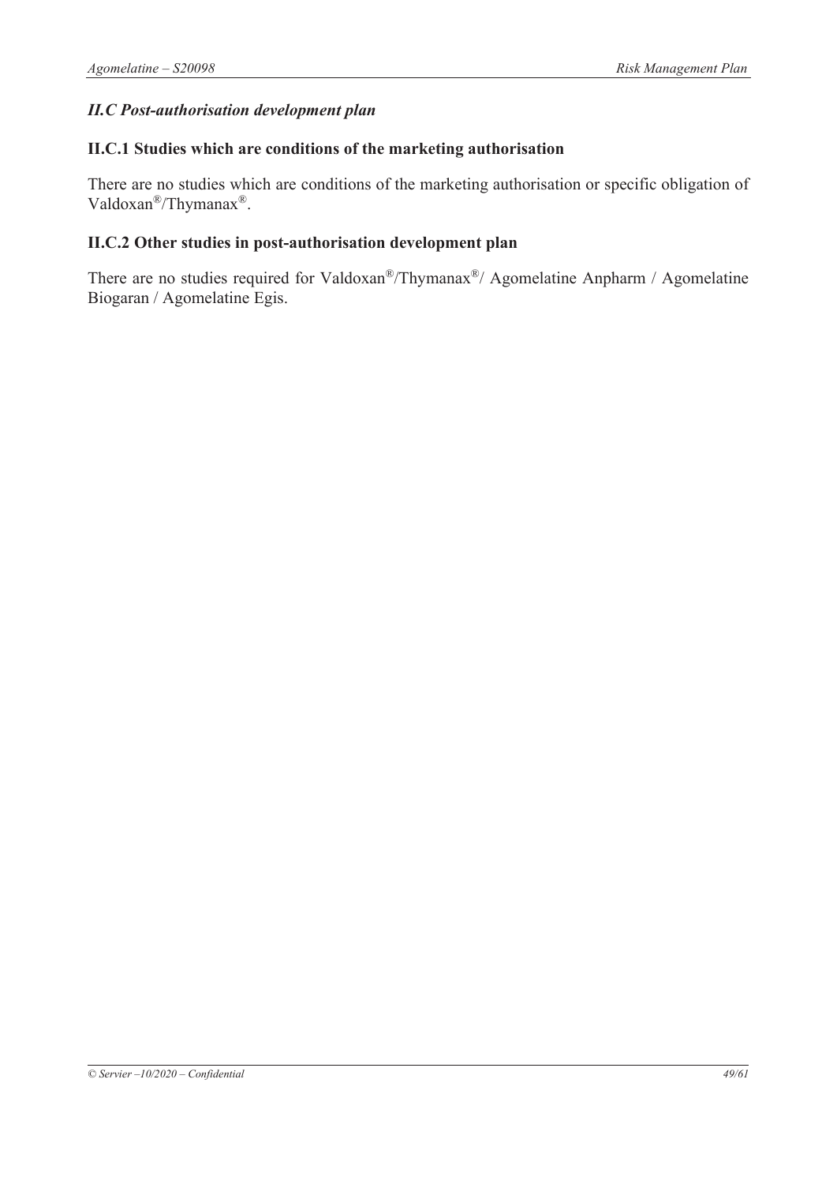### *II.C Post-authorisation development plan*

#### II.C.1 Studies which are conditions of the marketing authorisation

There are no studies which are conditions of the marketing authorisation or specific obligation of Valdoxan®/Thymanax®.

#### II.C.2 Other studies in post-authorisation development plan

There are no studies required for Valdoxan®/Thymanax®/ Agomelatine Anpharm / Agomelatine Biogaran / Agomelatine Egis.